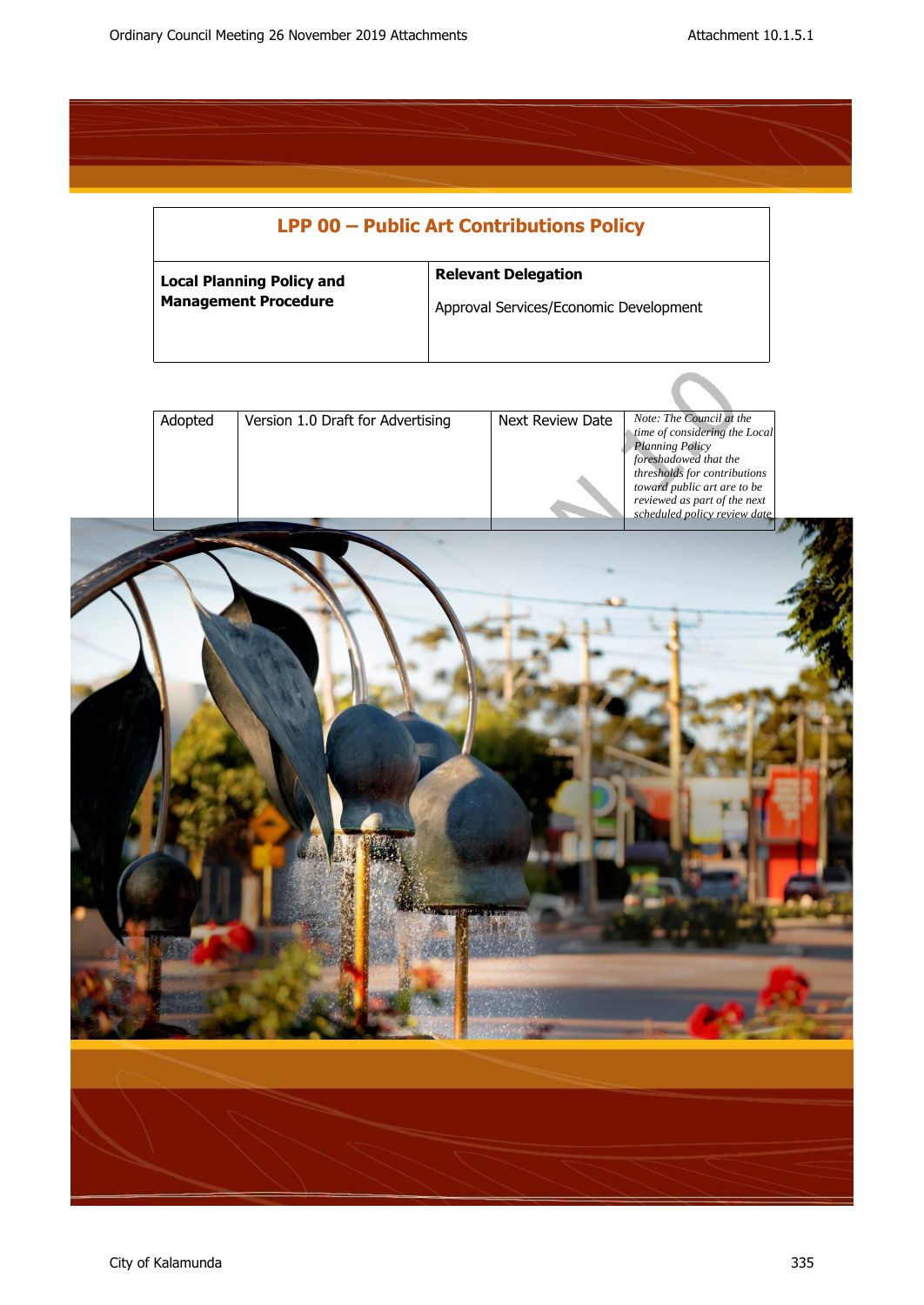# LPP 00 – Public Art Contributions Policy

| **Local Planning Policy and Management Procedure** | **Relevant Delegation**<br><br>Approval Services/Economic Development |
|---|---|

| Adopted | Version 1.0 Draft for Advertising | Next Review Date | *Note: The Council at the time of considering the Local Planning Policy foreshadowed that the thresholds for contributions toward public art are to be reviewed as part of the next scheduled policy review date* |
|---|---|---|---|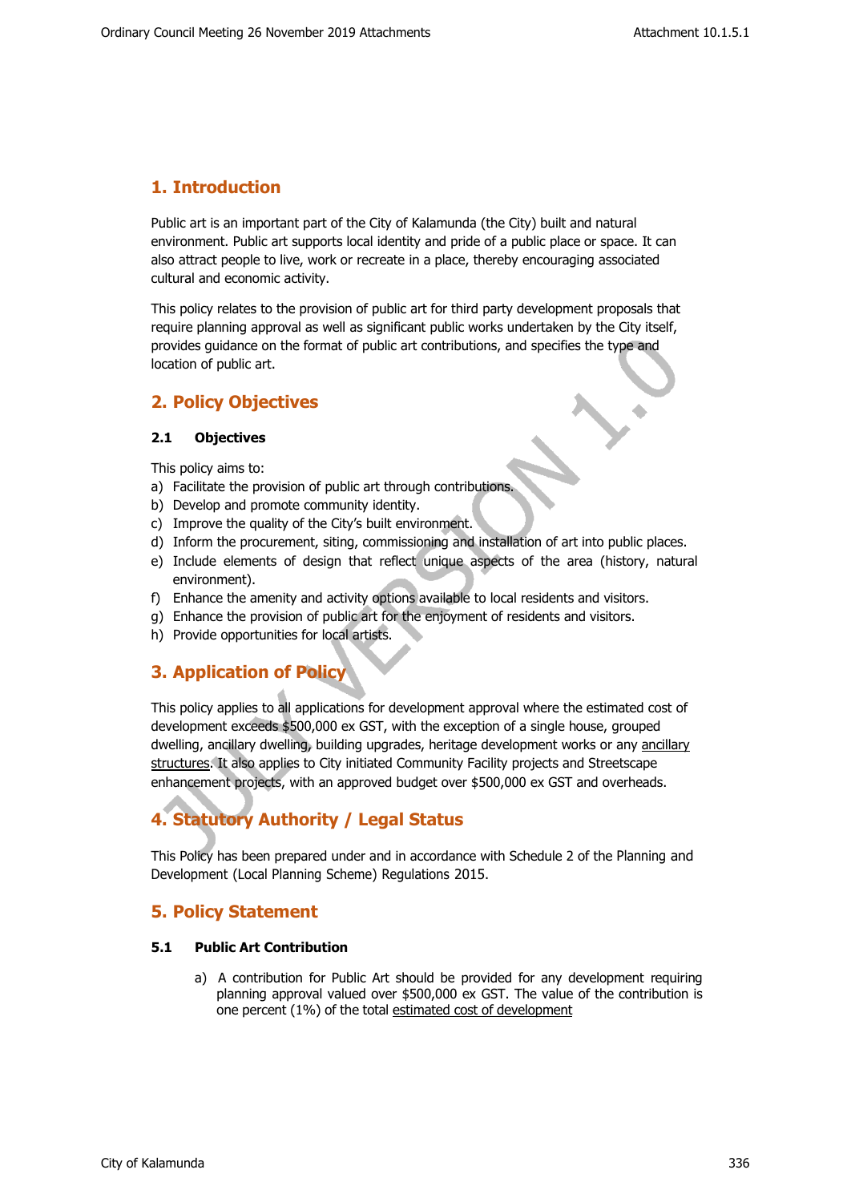## 1. Introduction

Public art is an important part of the City of Kalamunda (the City) built and natural environment. Public art supports local identity and pride of a public place or space. It can also attract people to live, work or recreate in a place, thereby encouraging associated cultural and economic activity.

This policy relates to the provision of public art for third party development proposals that require planning approval as well as significant public works undertaken by the City itself, provides guidance on the format of public art contributions, and specifies the type and location of public art.

## 2. Policy Objectives

### 2.1 Objectives

This policy aims to:

a) Facilitate the provision of public art through contributions.
b) Develop and promote community identity.
c) Improve the quality of the City's built environment.
d) Inform the procurement, siting, commissioning and installation of art into public places.
e) Include elements of design that reflect unique aspects of the area (history, natural environment).
f) Enhance the amenity and activity options available to local residents and visitors.
g) Enhance the provision of public art for the enjoyment of residents and visitors.
h) Provide opportunities for local artists.

## 3. Application of Policy

This policy applies to all applications for development approval where the estimated cost of development exceeds $500,000 ex GST, with the exception of a single house, grouped dwelling, ancillary dwelling, building upgrades, heritage development works or any ancillary structures. It also applies to City initiated Community Facility projects and Streetscape enhancement projects, with an approved budget over $500,000 ex GST and overheads.

## 4. Statutory Authority / Legal Status

This Policy has been prepared under and in accordance with Schedule 2 of the Planning and Development (Local Planning Scheme) Regulations 2015.

## 5. Policy Statement

### 5.1 Public Art Contribution

a) A contribution for Public Art should be provided for any development requiring planning approval valued over $500,000 ex GST. The value of the contribution is one percent (1%) of the total estimated cost of development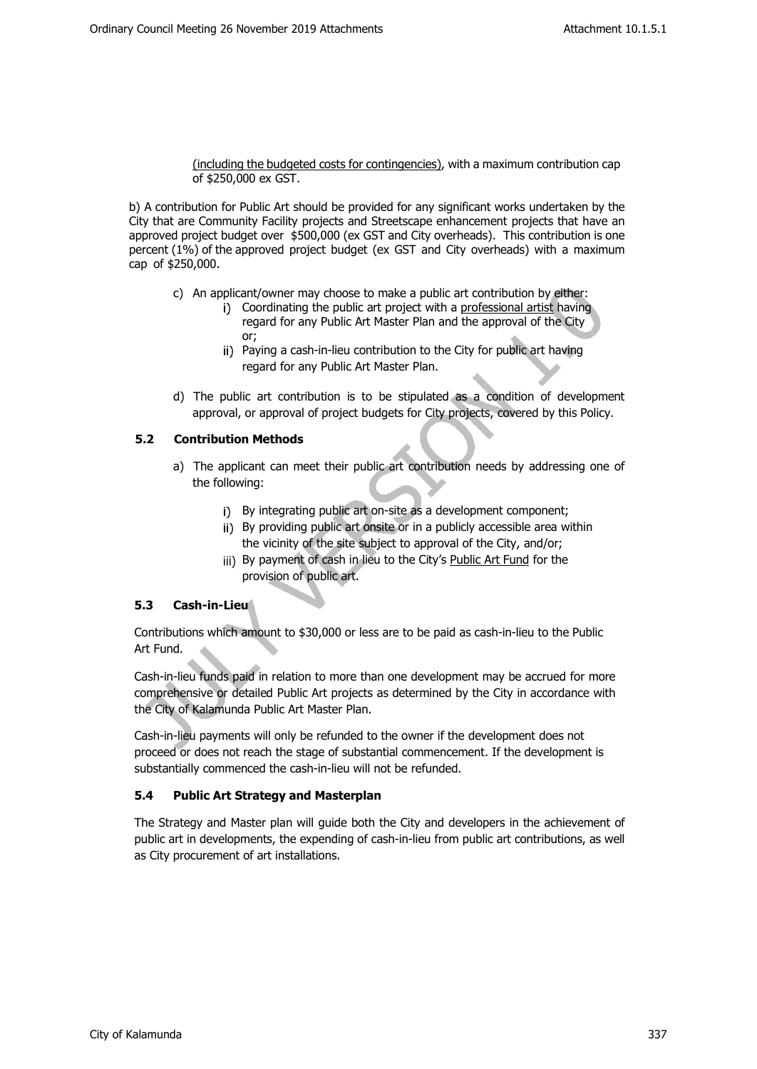(including the budgeted costs for contingencies), with a maximum contribution cap of $250,000 ex GST.

b) A contribution for Public Art should be provided for any significant works undertaken by the City that are Community Facility projects and Streetscape enhancement projects that have an approved project budget over $500,000 (ex GST and City overheads). This contribution is one percent (1%) of the approved project budget (ex GST and City overheads) with a maximum cap of $250,000.

c) An applicant/owner may choose to make a public art contribution by either:
   i) Coordinating the public art project with a professional artist having regard for any Public Art Master Plan and the approval of the City or;
   ii) Paying a cash-in-lieu contribution to the City for public art having regard for any Public Art Master Plan.

d) The public art contribution is to be stipulated as a condition of development approval, or approval of project budgets for City projects, covered by this Policy.

### 5.2 Contribution Methods

a) The applicant can meet their public art contribution needs by addressing one of the following:

   i) By integrating public art on-site as a development component;
   ii) By providing public art onsite or in a publicly accessible area within the vicinity of the site subject to approval of the City, and/or;
   iii) By payment of cash in lieu to the City's Public Art Fund for the provision of public art.

### 5.3 Cash-in-Lieu

Contributions which amount to $30,000 or less are to be paid as cash-in-lieu to the Public Art Fund.

Cash-in-lieu funds paid in relation to more than one development may be accrued for more comprehensive or detailed Public Art projects as determined by the City in accordance with the City of Kalamunda Public Art Master Plan.

Cash-in-lieu payments will only be refunded to the owner if the development does not proceed or does not reach the stage of substantial commencement. If the development is substantially commenced the cash-in-lieu will not be refunded.

### 5.4 Public Art Strategy and Masterplan

The Strategy and Master plan will guide both the City and developers in the achievement of public art in developments, the expending of cash-in-lieu from public art contributions, as well as City procurement of art installations.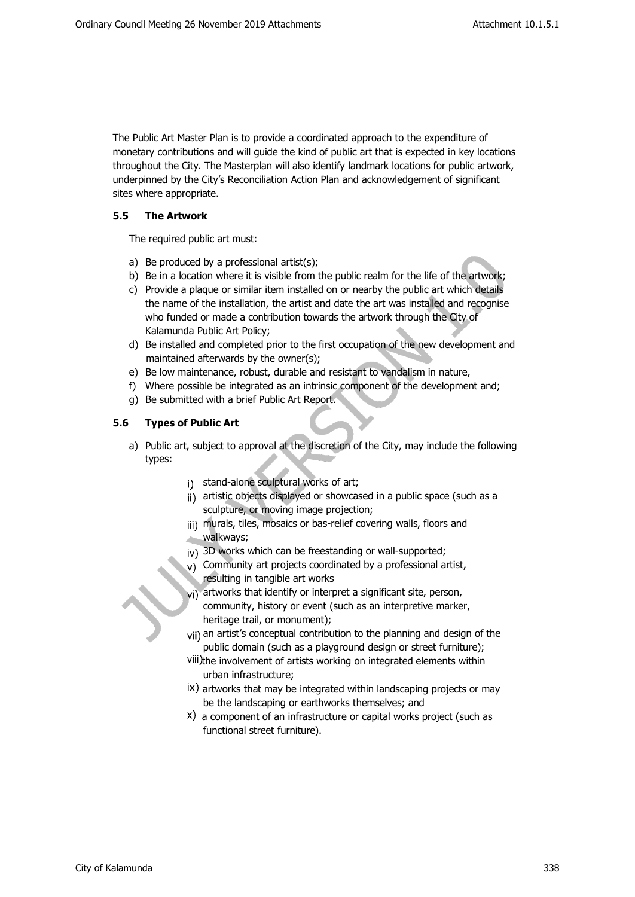The Public Art Master Plan is to provide a coordinated approach to the expenditure of monetary contributions and will guide the kind of public art that is expected in key locations throughout the City. The Masterplan will also identify landmark locations for public artwork, underpinned by the City's Reconciliation Action Plan and acknowledgement of significant sites where appropriate.

### 5.5 The Artwork

The required public art must:

a) Be produced by a professional artist(s);
b) Be in a location where it is visible from the public realm for the life of the artwork;
c) Provide a plaque or similar item installed on or nearby the public art which details the name of the installation, the artist and date the art was installed and recognise who funded or made a contribution towards the artwork through the City of Kalamunda Public Art Policy;
d) Be installed and completed prior to the first occupation of the new development and maintained afterwards by the owner(s);
e) Be low maintenance, robust, durable and resistant to vandalism in nature,
f) Where possible be integrated as an intrinsic component of the development and;
g) Be submitted with a brief Public Art Report.

### 5.6 Types of Public Art

a) Public art, subject to approval at the discretion of the City, may include the following types:

   i) stand-alone sculptural works of art;
   ii) artistic objects displayed or showcased in a public space (such as a sculpture, or moving image projection;
   iii) murals, tiles, mosaics or bas-relief covering walls, floors and walkways;
   iv) 3D works which can be freestanding or wall-supported;
   v) Community art projects coordinated by a professional artist, resulting in tangible art works
   vi) artworks that identify or interpret a significant site, person, community, history or event (such as an interpretive marker, heritage trail, or monument);
   vii) an artist's conceptual contribution to the planning and design of the public domain (such as a playground design or street furniture);
   viii) the involvement of artists working on integrated elements within urban infrastructure;
   ix) artworks that may be integrated within landscaping projects or may be the landscaping or earthworks themselves; and
   x) a component of an infrastructure or capital works project (such as functional street furniture).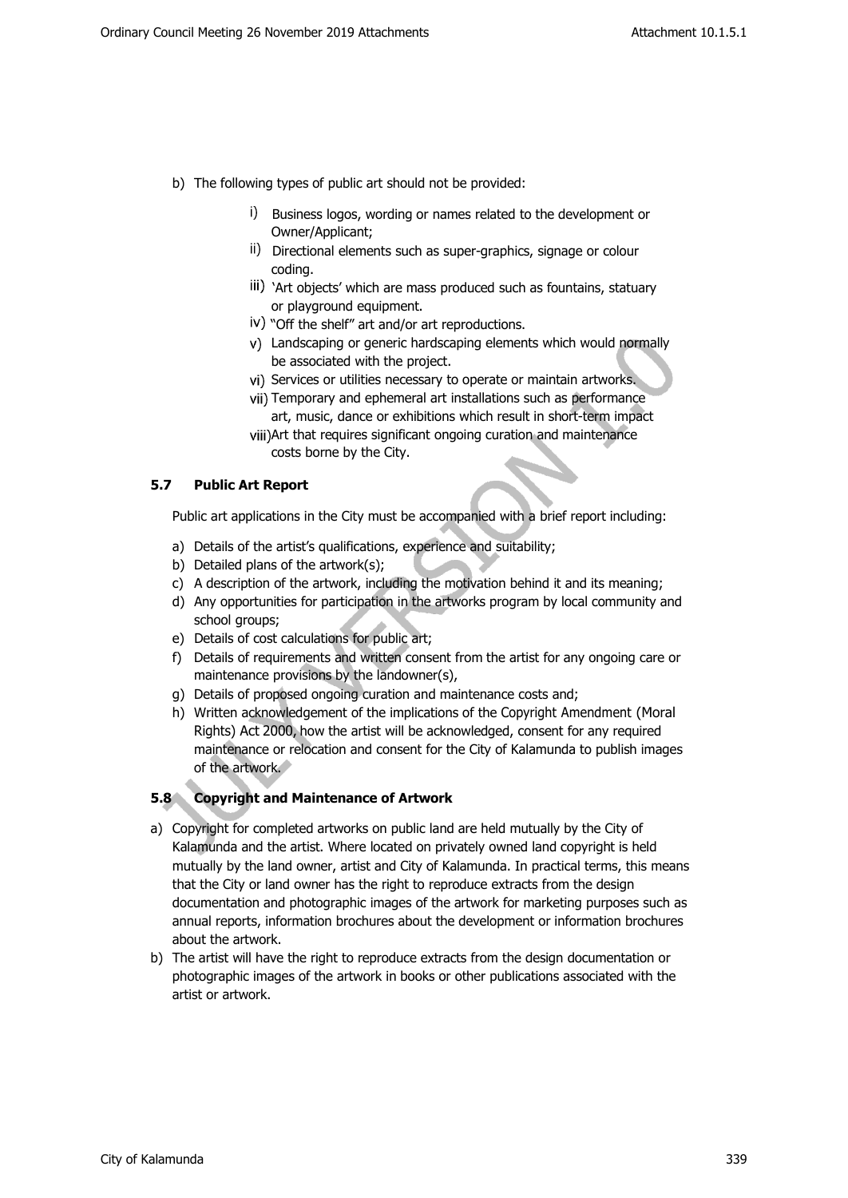b) The following types of public art should not be provided:

   i) Business logos, wording or names related to the development or Owner/Applicant;
   ii) Directional elements such as super-graphics, signage or colour coding.
   iii) 'Art objects' which are mass produced such as fountains, statuary or playground equipment.
   iv) "Off the shelf" art and/or art reproductions.
   v) Landscaping or generic hardscaping elements which would normally be associated with the project.
   vi) Services or utilities necessary to operate or maintain artworks.
   vii) Temporary and ephemeral art installations such as performance art, music, dance or exhibitions which result in short-term impact
   viii) Art that requires significant ongoing curation and maintenance costs borne by the City.

### 5.7 Public Art Report

Public art applications in the City must be accompanied with a brief report including:

a) Details of the artist's qualifications, experience and suitability;
b) Detailed plans of the artwork(s);
c) A description of the artwork, including the motivation behind it and its meaning;
d) Any opportunities for participation in the artworks program by local community and school groups;
e) Details of cost calculations for public art;
f) Details of requirements and written consent from the artist for any ongoing care or maintenance provisions by the landowner(s),
g) Details of proposed ongoing curation and maintenance costs and;
h) Written acknowledgement of the implications of the Copyright Amendment (Moral Rights) Act 2000, how the artist will be acknowledged, consent for any required maintenance or relocation and consent for the City of Kalamunda to publish images of the artwork.

### 5.8 Copyright and Maintenance of Artwork

a) Copyright for completed artworks on public land are held mutually by the City of Kalamunda and the artist. Where located on privately owned land copyright is held mutually by the land owner, artist and City of Kalamunda. In practical terms, this means that the City or land owner has the right to reproduce extracts from the design documentation and photographic images of the artwork for marketing purposes such as annual reports, information brochures about the development or information brochures about the artwork.
b) The artist will have the right to reproduce extracts from the design documentation or photographic images of the artwork in books or other publications associated with the artist or artwork.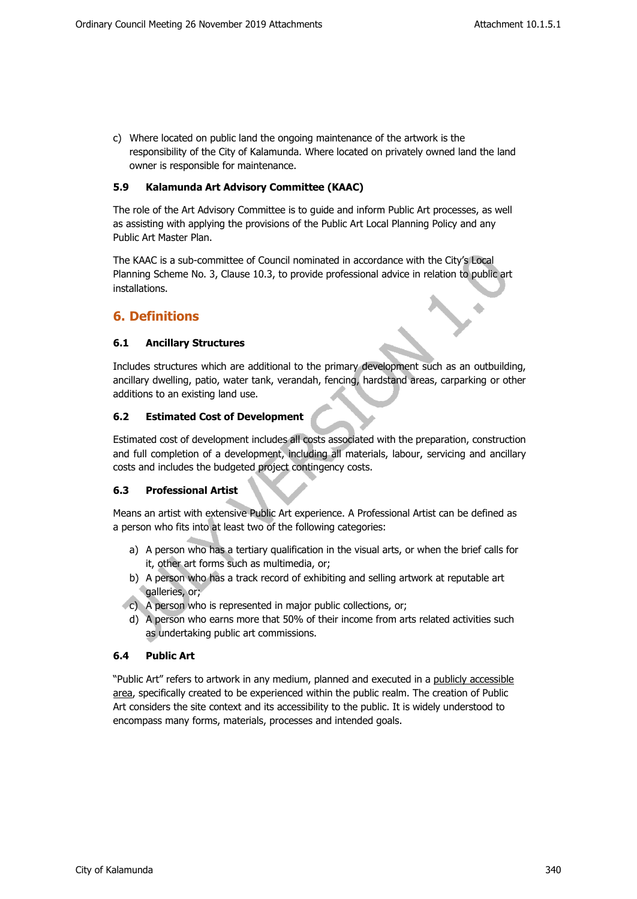c) Where located on public land the ongoing maintenance of the artwork is the responsibility of the City of Kalamunda. Where located on privately owned land the land owner is responsible for maintenance.

### 5.9 Kalamunda Art Advisory Committee (KAAC)

The role of the Art Advisory Committee is to guide and inform Public Art processes, as well as assisting with applying the provisions of the Public Art Local Planning Policy and any Public Art Master Plan.

The KAAC is a sub-committee of Council nominated in accordance with the City's Local Planning Scheme No. 3, Clause 10.3, to provide professional advice in relation to public art installations.

## 6. Definitions

### 6.1 Ancillary Structures

Includes structures which are additional to the primary development such as an outbuilding, ancillary dwelling, patio, water tank, verandah, fencing, hardstand areas, carparking or other additions to an existing land use.

### 6.2 Estimated Cost of Development

Estimated cost of development includes all costs associated with the preparation, construction and full completion of a development, including all materials, labour, servicing and ancillary costs and includes the budgeted project contingency costs.

### 6.3 Professional Artist

Means an artist with extensive Public Art experience. A Professional Artist can be defined as a person who fits into at least two of the following categories:

a) A person who has a tertiary qualification in the visual arts, or when the brief calls for it, other art forms such as multimedia, or;
b) A person who has a track record of exhibiting and selling artwork at reputable art galleries, or;
c) A person who is represented in major public collections, or;
d) A person who earns more that 50% of their income from arts related activities such as undertaking public art commissions.

### 6.4 Public Art

"Public Art" refers to artwork in any medium, planned and executed in a publicly accessible area, specifically created to be experienced within the public realm. The creation of Public Art considers the site context and its accessibility to the public. It is widely understood to encompass many forms, materials, processes and intended goals.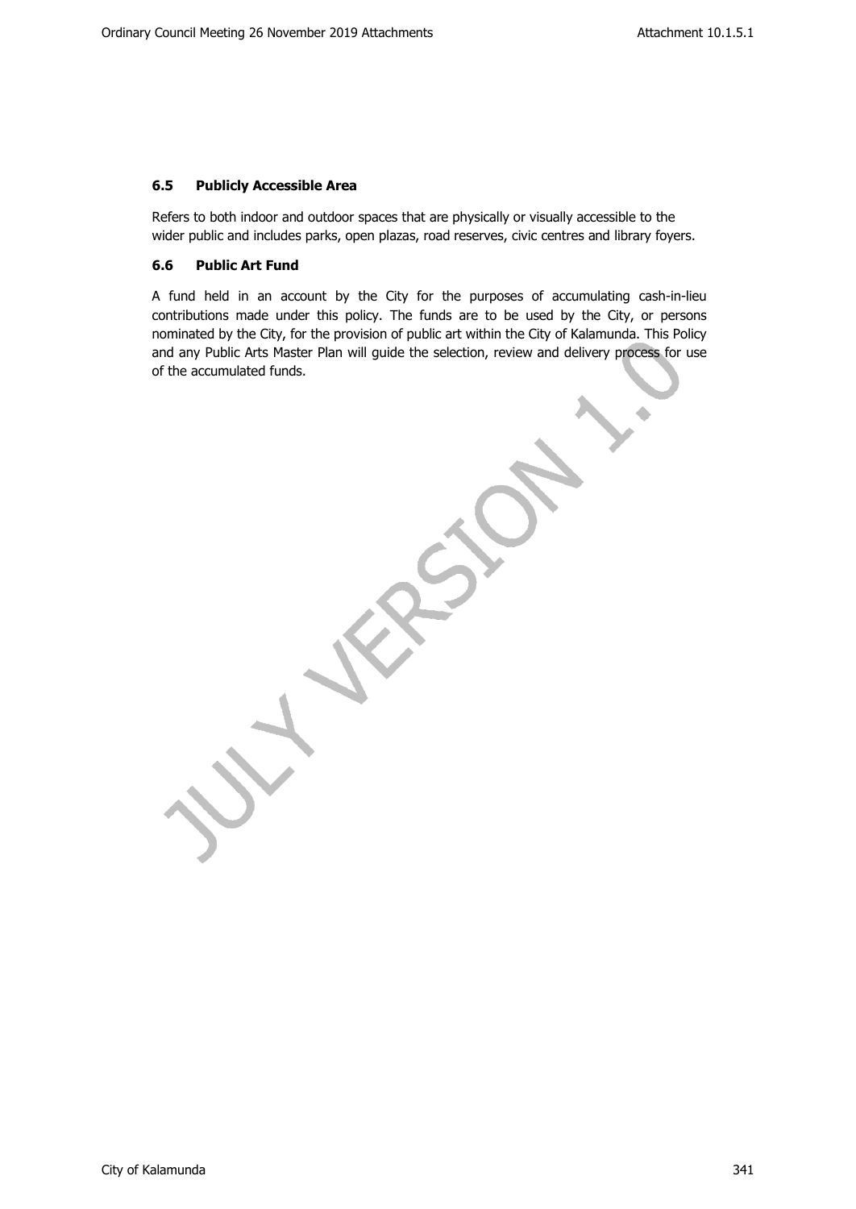### 6.5 Publicly Accessible Area

Refers to both indoor and outdoor spaces that are physically or visually accessible to the wider public and includes parks, open plazas, road reserves, civic centres and library foyers.

### 6.6 Public Art Fund

A fund held in an account by the City for the purposes of accumulating cash-in-lieu contributions made under this policy. The funds are to be used by the City, or persons nominated by the City, for the provision of public art within the City of Kalamunda. This Policy and any Public Arts Master Plan will guide the selection, review and delivery process for use of the accumulated funds.